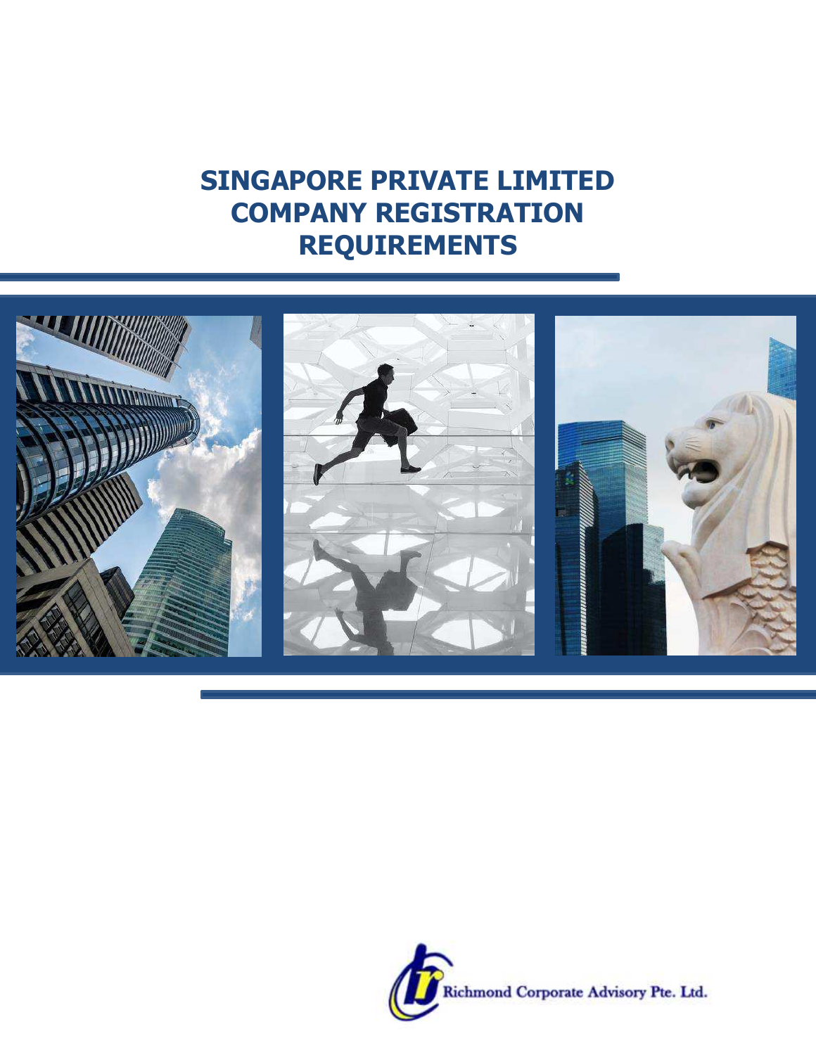# SINGAPORE PRIVATE LIMITED COMPANY REGISTRATION REQUIREMENTS

Richmond Corporate Advisory Pte. Ltd.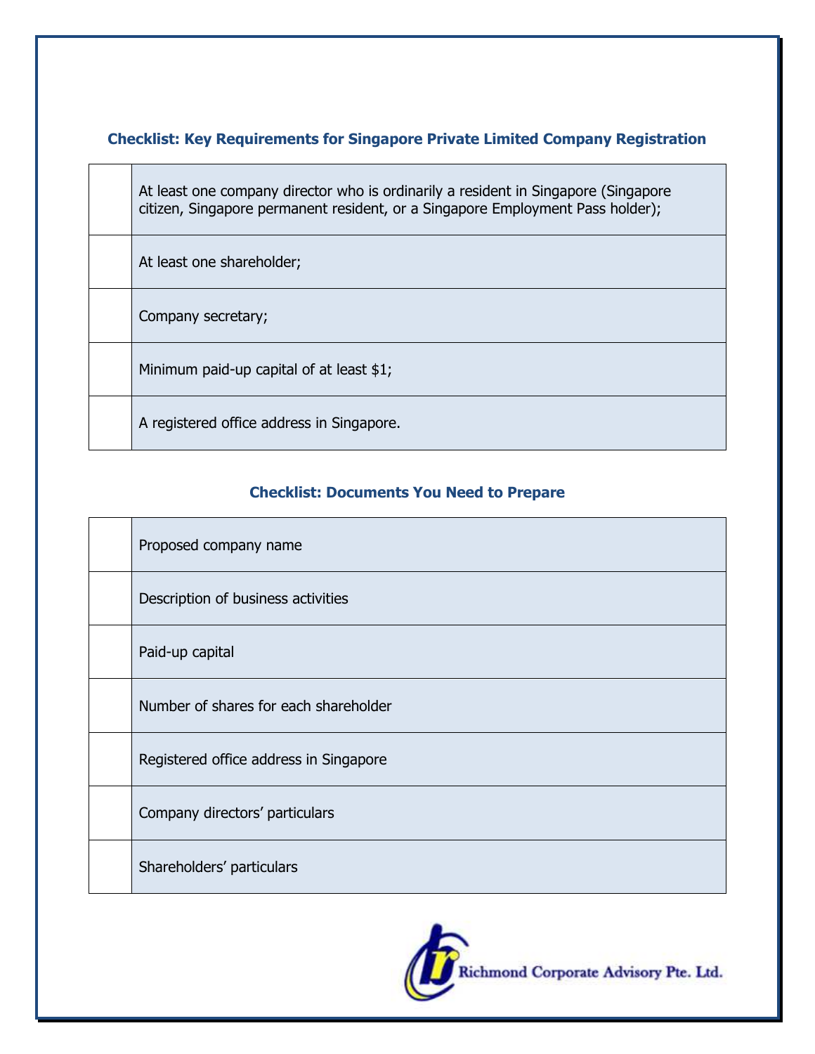### Checklist: Key Requirements for Singapore Private Limited Company Registration

| | |
|---|---|
| | At least one company director who is ordinarily a resident in Singapore (Singapore citizen, Singapore permanent resident, or a Singapore Employment Pass holder); |
| | At least one shareholder; |
| | Company secretary; |
| | Minimum paid-up capital of at least $1; |
| | A registered office address in Singapore. |

### Checklist: Documents You Need to Prepare

| | |
|---|---|
| | Proposed company name |
| | Description of business activities |
| | Paid-up capital |
| | Number of shares for each shareholder |
| | Registered office address in Singapore |
| | Company directors' particulars |
| | Shareholders' particulars |

Richmond Corporate Advisory Pte. Ltd.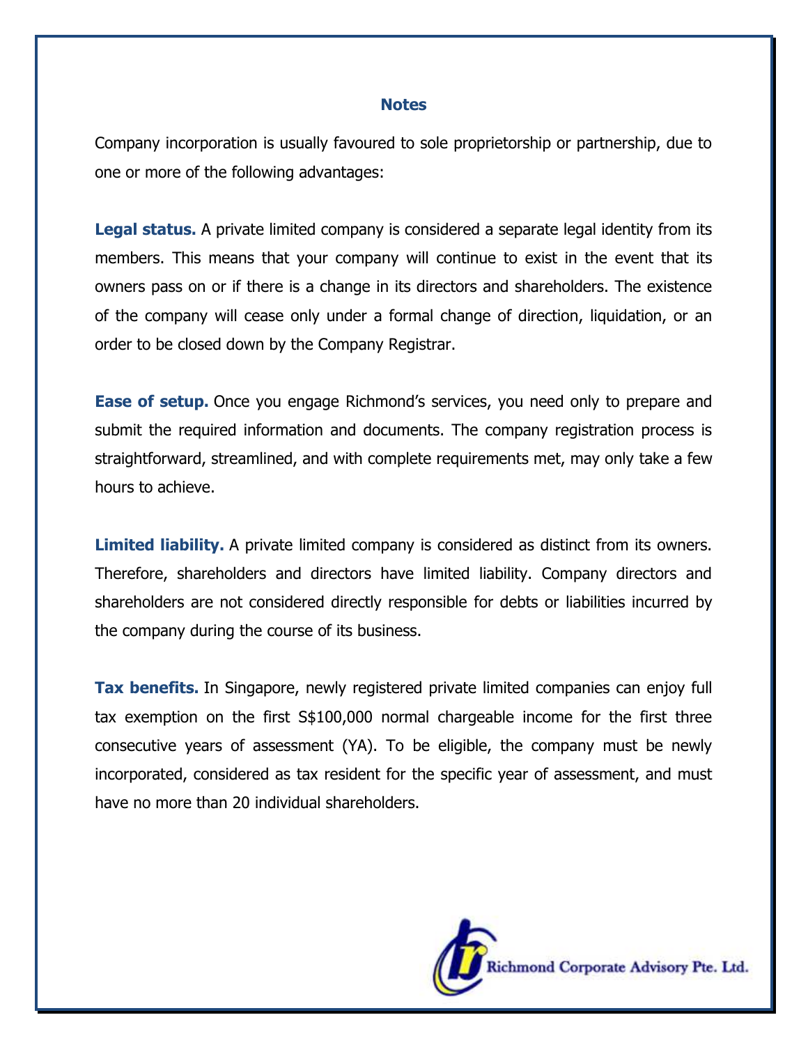## Notes

Company incorporation is usually favoured to sole proprietorship or partnership, due to one or more of the following advantages:

**Legal status.** A private limited company is considered a separate legal identity from its members. This means that your company will continue to exist in the event that its owners pass on or if there is a change in its directors and shareholders. The existence of the company will cease only under a formal change of direction, liquidation, or an order to be closed down by the Company Registrar.

**Ease of setup.** Once you engage Richmond's services, you need only to prepare and submit the required information and documents. The company registration process is straightforward, streamlined, and with complete requirements met, may only take a few hours to achieve.

**Limited liability.** A private limited company is considered as distinct from its owners. Therefore, shareholders and directors have limited liability. Company directors and shareholders are not considered directly responsible for debts or liabilities incurred by the company during the course of its business.

**Tax benefits.** In Singapore, newly registered private limited companies can enjoy full tax exemption on the first S$100,000 normal chargeable income for the first three consecutive years of assessment (YA). To be eligible, the company must be newly incorporated, considered as tax resident for the specific year of assessment, and must have no more than 20 individual shareholders.

Richmond Corporate Advisory Pte. Ltd.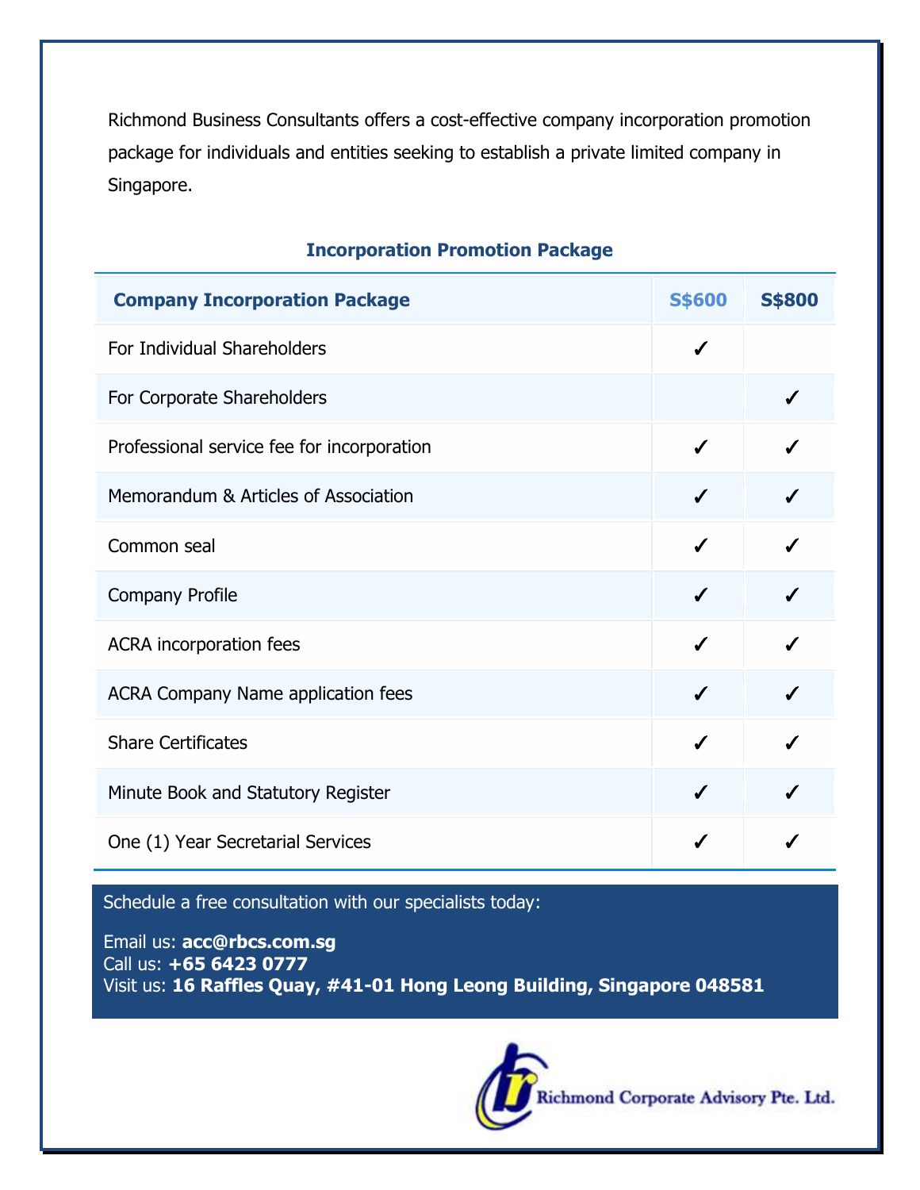Richmond Business Consultants offers a cost-effective company incorporation promotion package for individuals and entities seeking to establish a private limited company in Singapore.

### Incorporation Promotion Package

| Company Incorporation Package | S$600 | S$800 |
|---|---|---|
| For Individual Shareholders | ✓ | |
| For Corporate Shareholders | | ✓ |
| Professional service fee for incorporation | ✓ | ✓ |
| Memorandum & Articles of Association | ✓ | ✓ |
| Common seal | ✓ | ✓ |
| Company Profile | ✓ | ✓ |
| ACRA incorporation fees | ✓ | ✓ |
| ACRA Company Name application fees | ✓ | ✓ |
| Share Certificates | ✓ | ✓ |
| Minute Book and Statutory Register | ✓ | ✓ |
| One (1) Year Secretarial Services | ✓ | ✓ |

Schedule a free consultation with our specialists today:

Email us: **acc@rbcs.com.sg**
Call us: **+65 6423 0777**
Visit us: **16 Raffles Quay, #41-01 Hong Leong Building, Singapore 048581**

Richmond Corporate Advisory Pte. Ltd.